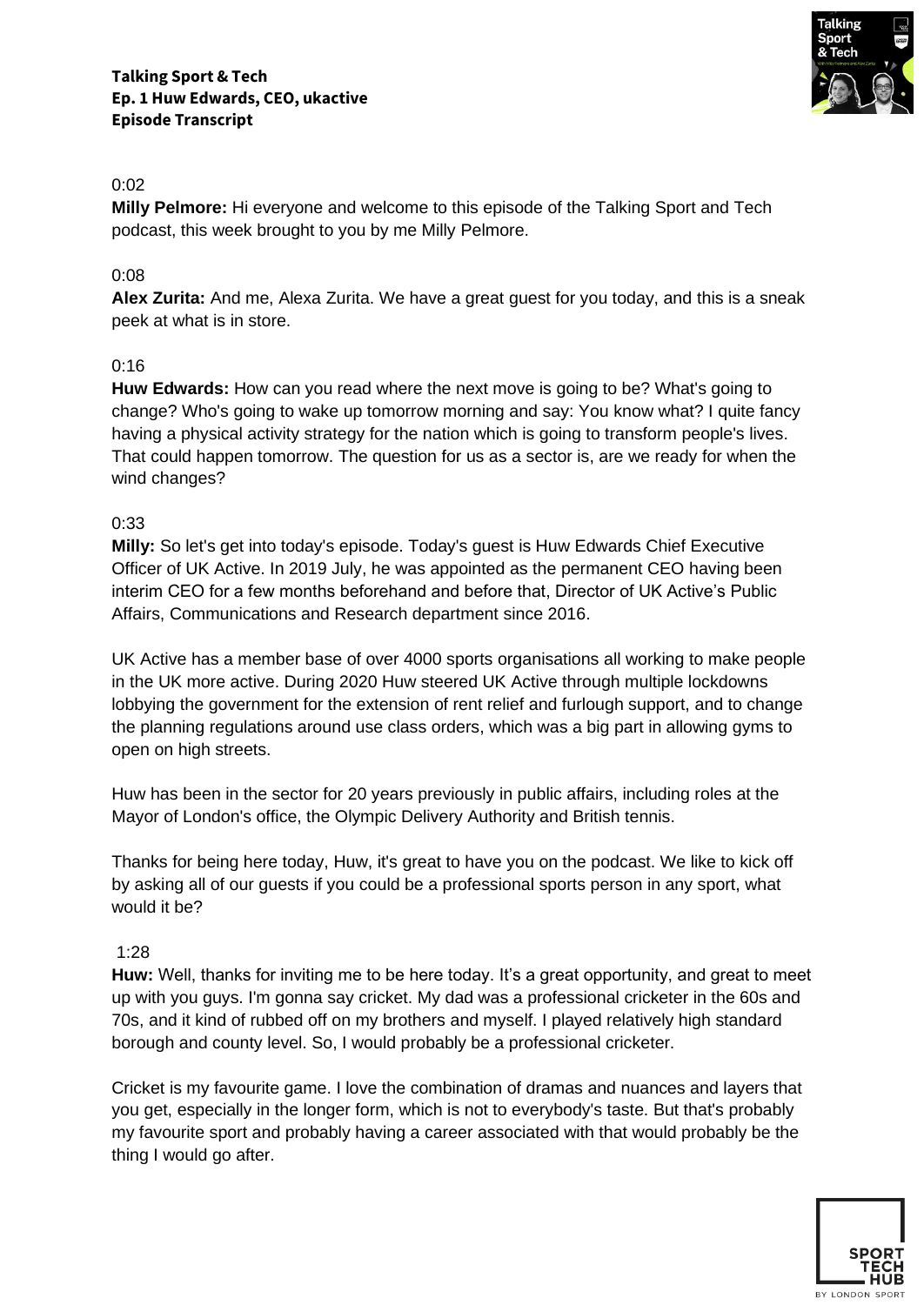**Talking Sport & Tech**
**Ep. 1 Huw Edwards, CEO, ukactive**
**Episode Transcript**

0:02

**Milly Pelmore:** Hi everyone and welcome to this episode of the Talking Sport and Tech podcast, this week brought to you by me Milly Pelmore.

0:08

**Alex Zurita:** And me, Alexa Zurita. We have a great guest for you today, and this is a sneak peek at what is in store.

0:16

**Huw Edwards:** How can you read where the next move is going to be? What's going to change? Who's going to wake up tomorrow morning and say: You know what? I quite fancy having a physical activity strategy for the nation which is going to transform people's lives. That could happen tomorrow. The question for us as a sector is, are we ready for when the wind changes?

0:33

**Milly:** So let's get into today's episode. Today's guest is Huw Edwards Chief Executive Officer of UK Active. In 2019 July, he was appointed as the permanent CEO having been interim CEO for a few months beforehand and before that, Director of UK Active's Public Affairs, Communications and Research department since 2016.

UK Active has a member base of over 4000 sports organisations all working to make people in the UK more active. During 2020 Huw steered UK Active through multiple lockdowns lobbying the government for the extension of rent relief and furlough support, and to change the planning regulations around use class orders, which was a big part in allowing gyms to open on high streets.

Huw has been in the sector for 20 years previously in public affairs, including roles at the Mayor of London's office, the Olympic Delivery Authority and British tennis.

Thanks for being here today, Huw, it's great to have you on the podcast. We like to kick off by asking all of our guests if you could be a professional sports person in any sport, what would it be?

1:28

**Huw:** Well, thanks for inviting me to be here today. It's a great opportunity, and great to meet up with you guys. I'm gonna say cricket. My dad was a professional cricketer in the 60s and 70s, and it kind of rubbed off on my brothers and myself. I played relatively high standard borough and county level. So, I would probably be a professional cricketer.

Cricket is my favourite game. I love the combination of dramas and nuances and layers that you get, especially in the longer form, which is not to everybody's taste. But that's probably my favourite sport and probably having a career associated with that would probably be the thing I would go after.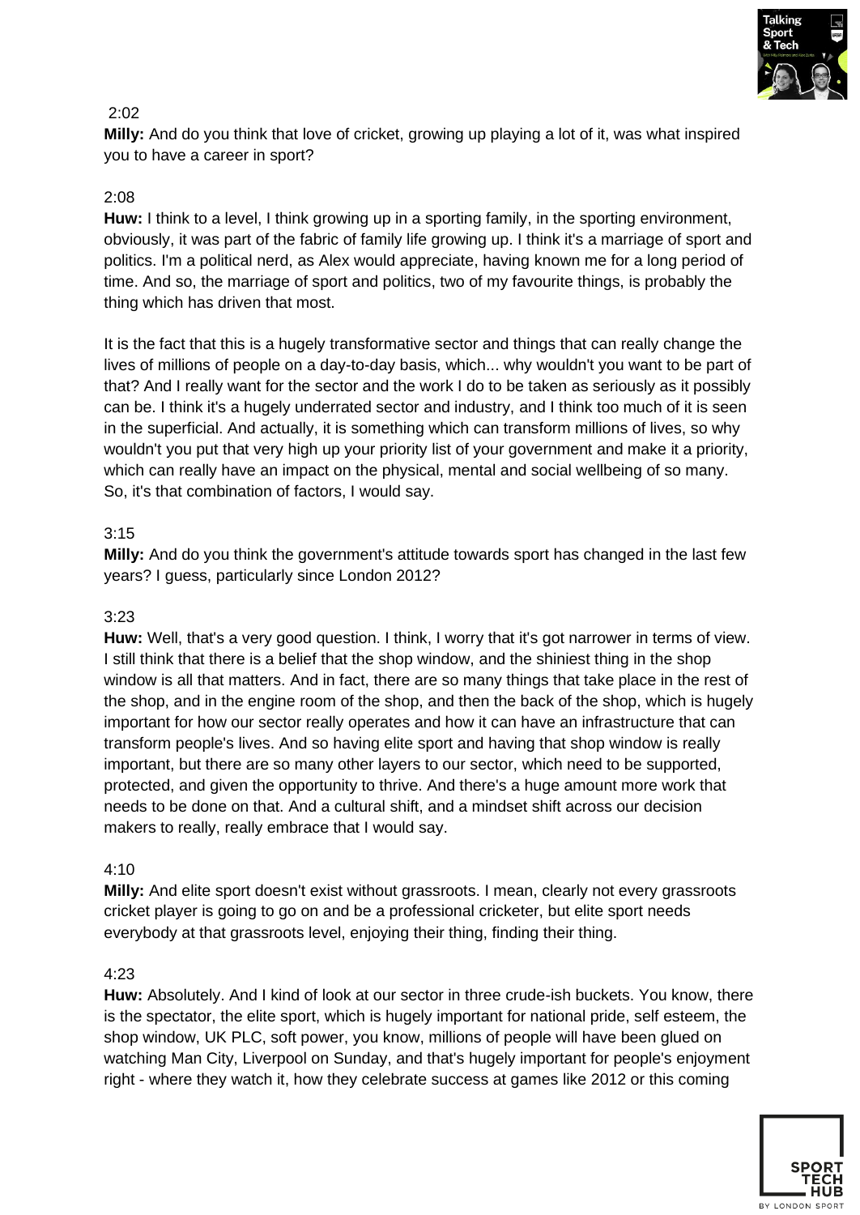2:02

**Milly:** And do you think that love of cricket, growing up playing a lot of it, was what inspired you to have a career in sport?

2:08

**Huw:** I think to a level, I think growing up in a sporting family, in the sporting environment, obviously, it was part of the fabric of family life growing up. I think it's a marriage of sport and politics. I'm a political nerd, as Alex would appreciate, having known me for a long period of time. And so, the marriage of sport and politics, two of my favourite things, is probably the thing which has driven that most.

It is the fact that this is a hugely transformative sector and things that can really change the lives of millions of people on a day-to-day basis, which... why wouldn't you want to be part of that? And I really want for the sector and the work I do to be taken as seriously as it possibly can be. I think it's a hugely underrated sector and industry, and I think too much of it is seen in the superficial. And actually, it is something which can transform millions of lives, so why wouldn't you put that very high up your priority list of your government and make it a priority, which can really have an impact on the physical, mental and social wellbeing of so many. So, it's that combination of factors, I would say.

3:15

**Milly:** And do you think the government's attitude towards sport has changed in the last few years? I guess, particularly since London 2012?

3:23

**Huw:** Well, that's a very good question. I think, I worry that it's got narrower in terms of view. I still think that there is a belief that the shop window, and the shiniest thing in the shop window is all that matters. And in fact, there are so many things that take place in the rest of the shop, and in the engine room of the shop, and then the back of the shop, which is hugely important for how our sector really operates and how it can have an infrastructure that can transform people's lives. And so having elite sport and having that shop window is really important, but there are so many other layers to our sector, which need to be supported, protected, and given the opportunity to thrive. And there's a huge amount more work that needs to be done on that. And a cultural shift, and a mindset shift across our decision makers to really, really embrace that I would say.

4:10

**Milly:** And elite sport doesn't exist without grassroots. I mean, clearly not every grassroots cricket player is going to go on and be a professional cricketer, but elite sport needs everybody at that grassroots level, enjoying their thing, finding their thing.

4:23

**Huw:** Absolutely. And I kind of look at our sector in three crude-ish buckets. You know, there is the spectator, the elite sport, which is hugely important for national pride, self esteem, the shop window, UK PLC, soft power, you know, millions of people will have been glued on watching Man City, Liverpool on Sunday, and that's hugely important for people's enjoyment right - where they watch it, how they celebrate success at games like 2012 or this coming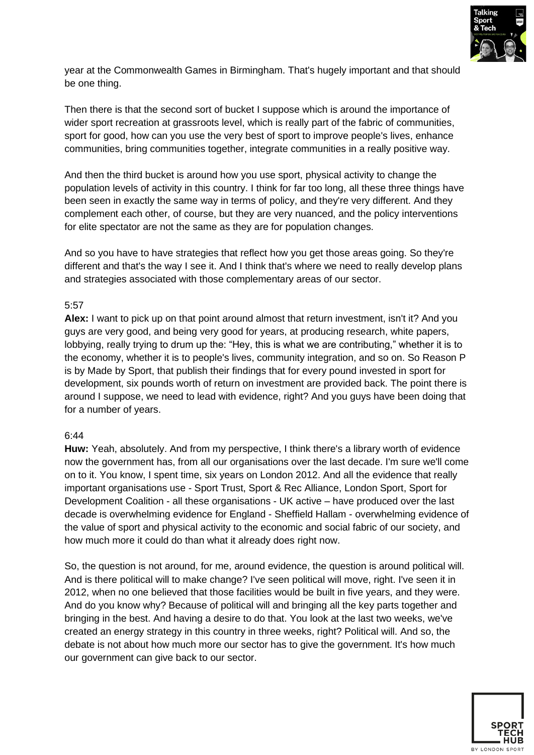year at the Commonwealth Games in Birmingham. That's hugely important and that should be one thing.

Then there is that the second sort of bucket I suppose which is around the importance of wider sport recreation at grassroots level, which is really part of the fabric of communities, sport for good, how can you use the very best of sport to improve people's lives, enhance communities, bring communities together, integrate communities in a really positive way.

And then the third bucket is around how you use sport, physical activity to change the population levels of activity in this country. I think for far too long, all these three things have been seen in exactly the same way in terms of policy, and they're very different. And they complement each other, of course, but they are very nuanced, and the policy interventions for elite spectator are not the same as they are for population changes.

And so you have to have strategies that reflect how you get those areas going. So they're different and that's the way I see it. And I think that's where we need to really develop plans and strategies associated with those complementary areas of our sector.

5:57

**Alex:** I want to pick up on that point around almost that return investment, isn't it? And you guys are very good, and being very good for years, at producing research, white papers, lobbying, really trying to drum up the: "Hey, this is what we are contributing," whether it is to the economy, whether it is to people's lives, community integration, and so on. So Reason P is by Made by Sport, that publish their findings that for every pound invested in sport for development, six pounds worth of return on investment are provided back. The point there is around I suppose, we need to lead with evidence, right? And you guys have been doing that for a number of years.

6:44

**Huw:** Yeah, absolutely. And from my perspective, I think there's a library worth of evidence now the government has, from all our organisations over the last decade. I'm sure we'll come on to it. You know, I spent time, six years on London 2012. And all the evidence that really important organisations use - Sport Trust, Sport & Rec Alliance, London Sport, Sport for Development Coalition - all these organisations - UK active – have produced over the last decade is overwhelming evidence for England - Sheffield Hallam - overwhelming evidence of the value of sport and physical activity to the economic and social fabric of our society, and how much more it could do than what it already does right now.

So, the question is not around, for me, around evidence, the question is around political will. And is there political will to make change? I've seen political will move, right. I've seen it in 2012, when no one believed that those facilities would be built in five years, and they were. And do you know why? Because of political will and bringing all the key parts together and bringing in the best. And having a desire to do that. You look at the last two weeks, we've created an energy strategy in this country in three weeks, right? Political will. And so, the debate is not about how much more our sector has to give the government. It's how much our government can give back to our sector.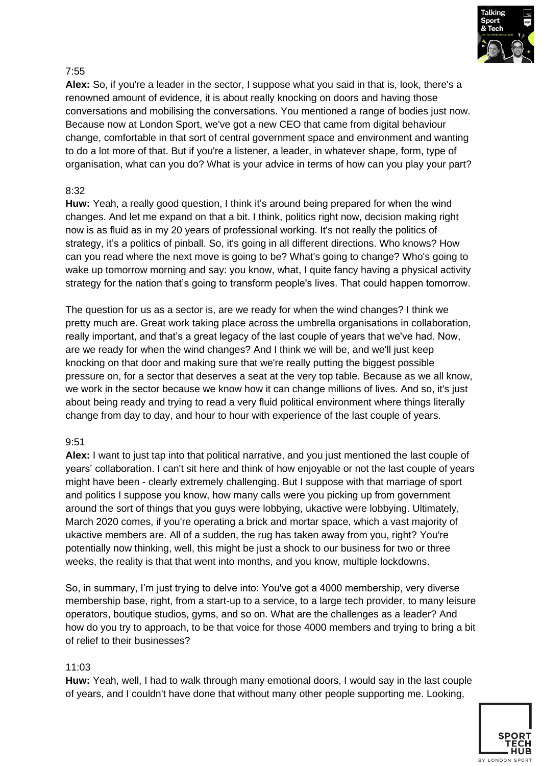7:55

**Alex:** So, if you're a leader in the sector, I suppose what you said in that is, look, there's a renowned amount of evidence, it is about really knocking on doors and having those conversations and mobilising the conversations. You mentioned a range of bodies just now. Because now at London Sport, we've got a new CEO that came from digital behaviour change, comfortable in that sort of central government space and environment and wanting to do a lot more of that. But if you're a listener, a leader, in whatever shape, form, type of organisation, what can you do? What is your advice in terms of how can you play your part?

8:32

**Huw:** Yeah, a really good question, I think it's around being prepared for when the wind changes. And let me expand on that a bit. I think, politics right now, decision making right now is as fluid as in my 20 years of professional working. It's not really the politics of strategy, it's a politics of pinball. So, it's going in all different directions. Who knows? How can you read where the next move is going to be? What's going to change? Who's going to wake up tomorrow morning and say: you know, what, I quite fancy having a physical activity strategy for the nation that's going to transform people's lives. That could happen tomorrow.

The question for us as a sector is, are we ready for when the wind changes? I think we pretty much are. Great work taking place across the umbrella organisations in collaboration, really important, and that's a great legacy of the last couple of years that we've had. Now, are we ready for when the wind changes? And I think we will be, and we'll just keep knocking on that door and making sure that we're really putting the biggest possible pressure on, for a sector that deserves a seat at the very top table. Because as we all know, we work in the sector because we know how it can change millions of lives. And so, it's just about being ready and trying to read a very fluid political environment where things literally change from day to day, and hour to hour with experience of the last couple of years.

9:51

**Alex:** I want to just tap into that political narrative, and you just mentioned the last couple of years' collaboration. I can't sit here and think of how enjoyable or not the last couple of years might have been - clearly extremely challenging. But I suppose with that marriage of sport and politics I suppose you know, how many calls were you picking up from government around the sort of things that you guys were lobbying, ukactive were lobbying. Ultimately, March 2020 comes, if you're operating a brick and mortar space, which a vast majority of ukactive members are. All of a sudden, the rug has taken away from you, right? You're potentially now thinking, well, this might be just a shock to our business for two or three weeks, the reality is that that went into months, and you know, multiple lockdowns.

So, in summary, I'm just trying to delve into: You've got a 4000 membership, very diverse membership base, right, from a start-up to a service, to a large tech provider, to many leisure operators, boutique studios, gyms, and so on. What are the challenges as a leader? And how do you try to approach, to be that voice for those 4000 members and trying to bring a bit of relief to their businesses?

11:03

**Huw:** Yeah, well, I had to walk through many emotional doors, I would say in the last couple of years, and I couldn't have done that without many other people supporting me. Looking,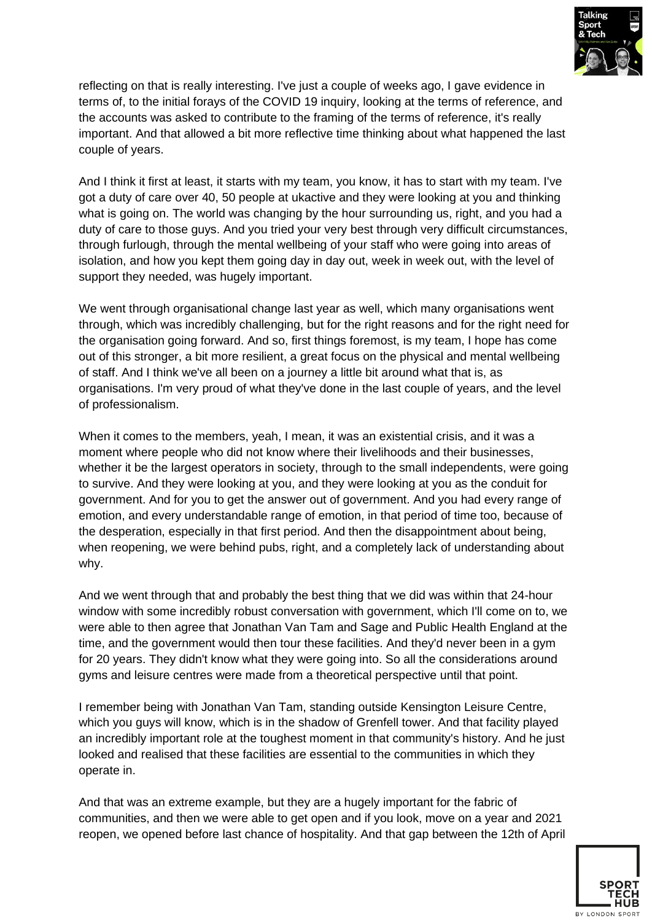reflecting on that is really interesting. I've just a couple of weeks ago, I gave evidence in terms of, to the initial forays of the COVID 19 inquiry, looking at the terms of reference, and the accounts was asked to contribute to the framing of the terms of reference, it's really important. And that allowed a bit more reflective time thinking about what happened the last couple of years.

And I think it first at least, it starts with my team, you know, it has to start with my team. I've got a duty of care over 40, 50 people at ukactive and they were looking at you and thinking what is going on. The world was changing by the hour surrounding us, right, and you had a duty of care to those guys. And you tried your very best through very difficult circumstances, through furlough, through the mental wellbeing of your staff who were going into areas of isolation, and how you kept them going day in day out, week in week out, with the level of support they needed, was hugely important.

We went through organisational change last year as well, which many organisations went through, which was incredibly challenging, but for the right reasons and for the right need for the organisation going forward. And so, first things foremost, is my team, I hope has come out of this stronger, a bit more resilient, a great focus on the physical and mental wellbeing of staff. And I think we've all been on a journey a little bit around what that is, as organisations. I'm very proud of what they've done in the last couple of years, and the level of professionalism.

When it comes to the members, yeah, I mean, it was an existential crisis, and it was a moment where people who did not know where their livelihoods and their businesses, whether it be the largest operators in society, through to the small independents, were going to survive. And they were looking at you, and they were looking at you as the conduit for government. And for you to get the answer out of government. And you had every range of emotion, and every understandable range of emotion, in that period of time too, because of the desperation, especially in that first period. And then the disappointment about being, when reopening, we were behind pubs, right, and a completely lack of understanding about why.

And we went through that and probably the best thing that we did was within that 24-hour window with some incredibly robust conversation with government, which I'll come on to, we were able to then agree that Jonathan Van Tam and Sage and Public Health England at the time, and the government would then tour these facilities. And they'd never been in a gym for 20 years. They didn't know what they were going into. So all the considerations around gyms and leisure centres were made from a theoretical perspective until that point.

I remember being with Jonathan Van Tam, standing outside Kensington Leisure Centre, which you guys will know, which is in the shadow of Grenfell tower. And that facility played an incredibly important role at the toughest moment in that community's history. And he just looked and realised that these facilities are essential to the communities in which they operate in.

And that was an extreme example, but they are a hugely important for the fabric of communities, and then we were able to get open and if you look, move on a year and 2021 reopen, we opened before last chance of hospitality. And that gap between the 12th of April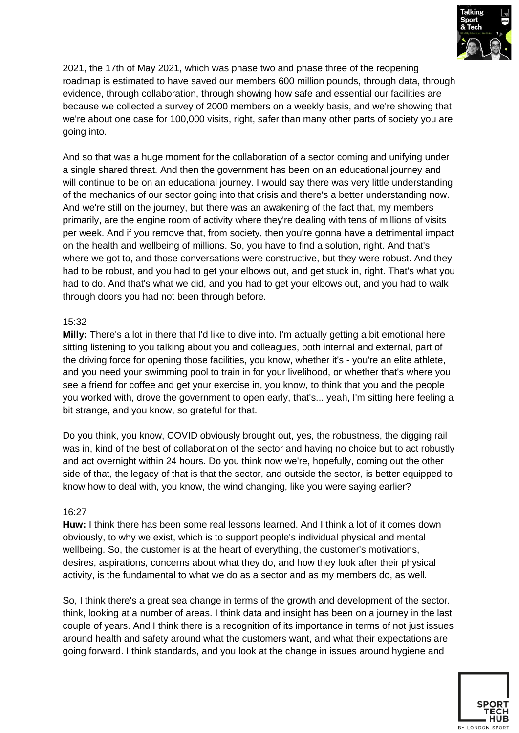2021, the 17th of May 2021, which was phase two and phase three of the reopening roadmap is estimated to have saved our members 600 million pounds, through data, through evidence, through collaboration, through showing how safe and essential our facilities are because we collected a survey of 2000 members on a weekly basis, and we're showing that we're about one case for 100,000 visits, right, safer than many other parts of society you are going into.

And so that was a huge moment for the collaboration of a sector coming and unifying under a single shared threat. And then the government has been on an educational journey and will continue to be on an educational journey. I would say there was very little understanding of the mechanics of our sector going into that crisis and there's a better understanding now. And we're still on the journey, but there was an awakening of the fact that, my members primarily, are the engine room of activity where they're dealing with tens of millions of visits per week. And if you remove that, from society, then you're gonna have a detrimental impact on the health and wellbeing of millions. So, you have to find a solution, right. And that's where we got to, and those conversations were constructive, but they were robust. And they had to be robust, and you had to get your elbows out, and get stuck in, right. That's what you had to do. And that's what we did, and you had to get your elbows out, and you had to walk through doors you had not been through before.

15:32

**Milly:** There's a lot in there that I'd like to dive into. I'm actually getting a bit emotional here sitting listening to you talking about you and colleagues, both internal and external, part of the driving force for opening those facilities, you know, whether it's - you're an elite athlete, and you need your swimming pool to train in for your livelihood, or whether that's where you see a friend for coffee and get your exercise in, you know, to think that you and the people you worked with, drove the government to open early, that's... yeah, I'm sitting here feeling a bit strange, and you know, so grateful for that.

Do you think, you know, COVID obviously brought out, yes, the robustness, the digging rail was in, kind of the best of collaboration of the sector and having no choice but to act robustly and act overnight within 24 hours. Do you think now we're, hopefully, coming out the other side of that, the legacy of that is that the sector, and outside the sector, is better equipped to know how to deal with, you know, the wind changing, like you were saying earlier?

16:27

**Huw:** I think there has been some real lessons learned. And I think a lot of it comes down obviously, to why we exist, which is to support people's individual physical and mental wellbeing. So, the customer is at the heart of everything, the customer's motivations, desires, aspirations, concerns about what they do, and how they look after their physical activity, is the fundamental to what we do as a sector and as my members do, as well.

So, I think there's a great sea change in terms of the growth and development of the sector. I think, looking at a number of areas. I think data and insight has been on a journey in the last couple of years. And I think there is a recognition of its importance in terms of not just issues around health and safety around what the customers want, and what their expectations are going forward. I think standards, and you look at the change in issues around hygiene and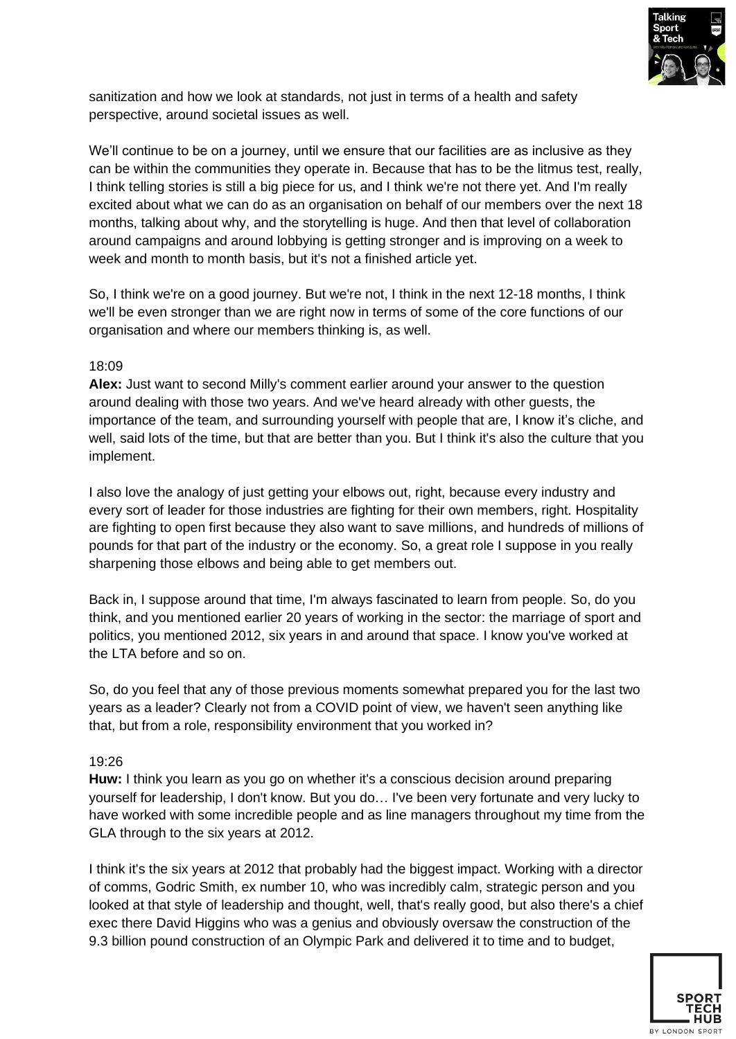sanitization and how we look at standards, not just in terms of a health and safety perspective, around societal issues as well.

We'll continue to be on a journey, until we ensure that our facilities are as inclusive as they can be within the communities they operate in. Because that has to be the litmus test, really, I think telling stories is still a big piece for us, and I think we're not there yet. And I'm really excited about what we can do as an organisation on behalf of our members over the next 18 months, talking about why, and the storytelling is huge. And then that level of collaboration around campaigns and around lobbying is getting stronger and is improving on a week to week and month to month basis, but it's not a finished article yet.

So, I think we're on a good journey. But we're not, I think in the next 12-18 months, I think we'll be even stronger than we are right now in terms of some of the core functions of our organisation and where our members thinking is, as well.

18:09

**Alex:** Just want to second Milly's comment earlier around your answer to the question around dealing with those two years. And we've heard already with other guests, the importance of the team, and surrounding yourself with people that are, I know it's cliche, and well, said lots of the time, but that are better than you. But I think it's also the culture that you implement.

I also love the analogy of just getting your elbows out, right, because every industry and every sort of leader for those industries are fighting for their own members, right. Hospitality are fighting to open first because they also want to save millions, and hundreds of millions of pounds for that part of the industry or the economy. So, a great role I suppose in you really sharpening those elbows and being able to get members out.

Back in, I suppose around that time, I'm always fascinated to learn from people. So, do you think, and you mentioned earlier 20 years of working in the sector: the marriage of sport and politics, you mentioned 2012, six years in and around that space. I know you've worked at the LTA before and so on.

So, do you feel that any of those previous moments somewhat prepared you for the last two years as a leader? Clearly not from a COVID point of view, we haven't seen anything like that, but from a role, responsibility environment that you worked in?

19:26

**Huw:** I think you learn as you go on whether it's a conscious decision around preparing yourself for leadership, I don't know. But you do… I've been very fortunate and very lucky to have worked with some incredible people and as line managers throughout my time from the GLA through to the six years at 2012.

I think it's the six years at 2012 that probably had the biggest impact. Working with a director of comms, Godric Smith, ex number 10, who was incredibly calm, strategic person and you looked at that style of leadership and thought, well, that's really good, but also there's a chief exec there David Higgins who was a genius and obviously oversaw the construction of the 9.3 billion pound construction of an Olympic Park and delivered it to time and to budget,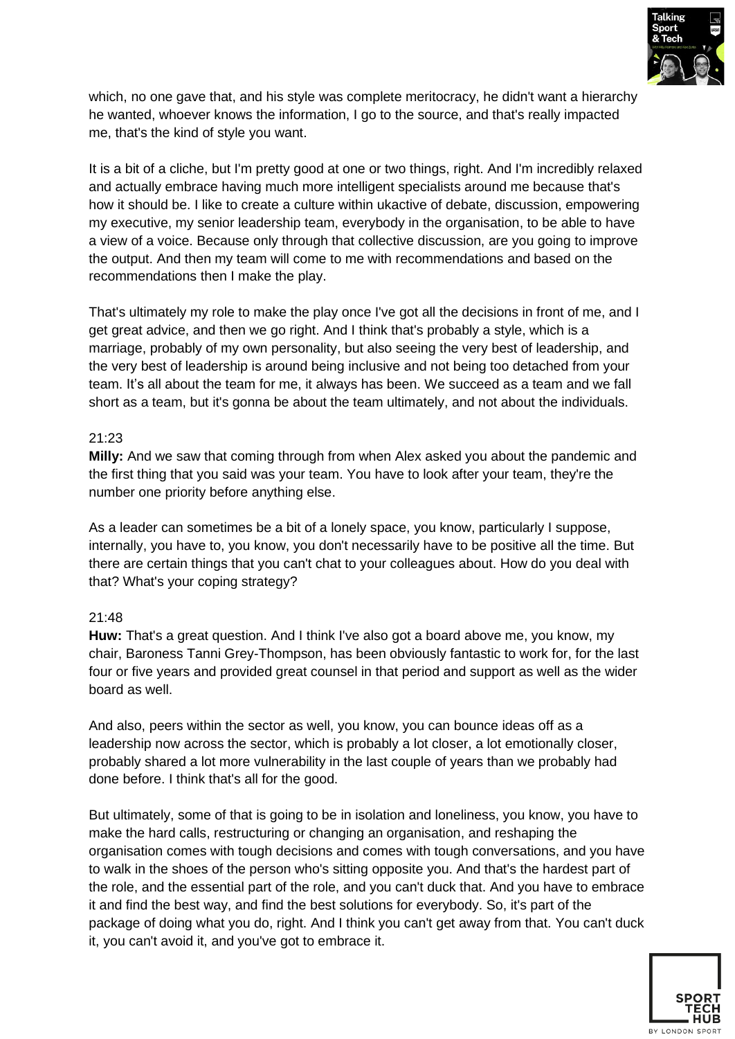which, no one gave that, and his style was complete meritocracy, he didn't want a hierarchy he wanted, whoever knows the information, I go to the source, and that's really impacted me, that's the kind of style you want.

It is a bit of a cliche, but I'm pretty good at one or two things, right. And I'm incredibly relaxed and actually embrace having much more intelligent specialists around me because that's how it should be. I like to create a culture within ukactive of debate, discussion, empowering my executive, my senior leadership team, everybody in the organisation, to be able to have a view of a voice. Because only through that collective discussion, are you going to improve the output. And then my team will come to me with recommendations and based on the recommendations then I make the play.

That's ultimately my role to make the play once I've got all the decisions in front of me, and I get great advice, and then we go right. And I think that's probably a style, which is a marriage, probably of my own personality, but also seeing the very best of leadership, and the very best of leadership is around being inclusive and not being too detached from your team. It's all about the team for me, it always has been. We succeed as a team and we fall short as a team, but it's gonna be about the team ultimately, and not about the individuals.

21:23

**Milly:** And we saw that coming through from when Alex asked you about the pandemic and the first thing that you said was your team. You have to look after your team, they're the number one priority before anything else.

As a leader can sometimes be a bit of a lonely space, you know, particularly I suppose, internally, you have to, you know, you don't necessarily have to be positive all the time. But there are certain things that you can't chat to your colleagues about. How do you deal with that? What's your coping strategy?

21:48

**Huw:** That's a great question. And I think I've also got a board above me, you know, my chair, Baroness Tanni Grey-Thompson, has been obviously fantastic to work for, for the last four or five years and provided great counsel in that period and support as well as the wider board as well.

And also, peers within the sector as well, you know, you can bounce ideas off as a leadership now across the sector, which is probably a lot closer, a lot emotionally closer, probably shared a lot more vulnerability in the last couple of years than we probably had done before. I think that's all for the good.

But ultimately, some of that is going to be in isolation and loneliness, you know, you have to make the hard calls, restructuring or changing an organisation, and reshaping the organisation comes with tough decisions and comes with tough conversations, and you have to walk in the shoes of the person who's sitting opposite you. And that's the hardest part of the role, and the essential part of the role, and you can't duck that. And you have to embrace it and find the best way, and find the best solutions for everybody. So, it's part of the package of doing what you do, right. And I think you can't get away from that. You can't duck it, you can't avoid it, and you've got to embrace it.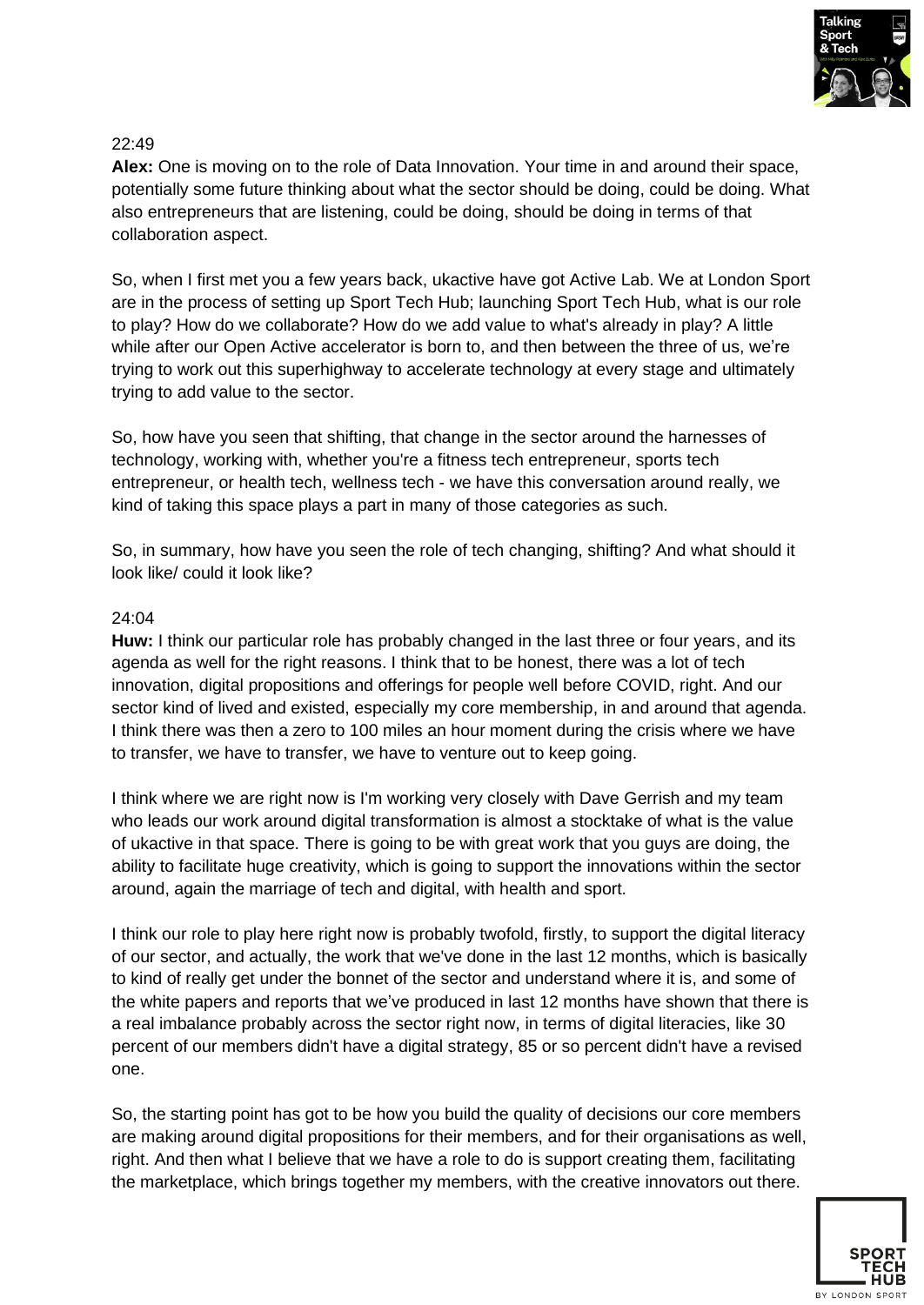22:49

**Alex:** One is moving on to the role of Data Innovation. Your time in and around their space, potentially some future thinking about what the sector should be doing, could be doing. What also entrepreneurs that are listening, could be doing, should be doing in terms of that collaboration aspect.

So, when I first met you a few years back, ukactive have got Active Lab. We at London Sport are in the process of setting up Sport Tech Hub; launching Sport Tech Hub, what is our role to play? How do we collaborate? How do we add value to what's already in play? A little while after our Open Active accelerator is born to, and then between the three of us, we're trying to work out this superhighway to accelerate technology at every stage and ultimately trying to add value to the sector.

So, how have you seen that shifting, that change in the sector around the harnesses of technology, working with, whether you're a fitness tech entrepreneur, sports tech entrepreneur, or health tech, wellness tech - we have this conversation around really, we kind of taking this space plays a part in many of those categories as such.

So, in summary, how have you seen the role of tech changing, shifting? And what should it look like/ could it look like?

24:04

**Huw:** I think our particular role has probably changed in the last three or four years, and its agenda as well for the right reasons. I think that to be honest, there was a lot of tech innovation, digital propositions and offerings for people well before COVID, right. And our sector kind of lived and existed, especially my core membership, in and around that agenda. I think there was then a zero to 100 miles an hour moment during the crisis where we have to transfer, we have to transfer, we have to venture out to keep going.

I think where we are right now is I'm working very closely with Dave Gerrish and my team who leads our work around digital transformation is almost a stocktake of what is the value of ukactive in that space. There is going to be with great work that you guys are doing, the ability to facilitate huge creativity, which is going to support the innovations within the sector around, again the marriage of tech and digital, with health and sport.

I think our role to play here right now is probably twofold, firstly, to support the digital literacy of our sector, and actually, the work that we've done in the last 12 months, which is basically to kind of really get under the bonnet of the sector and understand where it is, and some of the white papers and reports that we've produced in last 12 months have shown that there is a real imbalance probably across the sector right now, in terms of digital literacies, like 30 percent of our members didn't have a digital strategy, 85 or so percent didn't have a revised one.

So, the starting point has got to be how you build the quality of decisions our core members are making around digital propositions for their members, and for their organisations as well, right. And then what I believe that we have a role to do is support creating them, facilitating the marketplace, which brings together my members, with the creative innovators out there.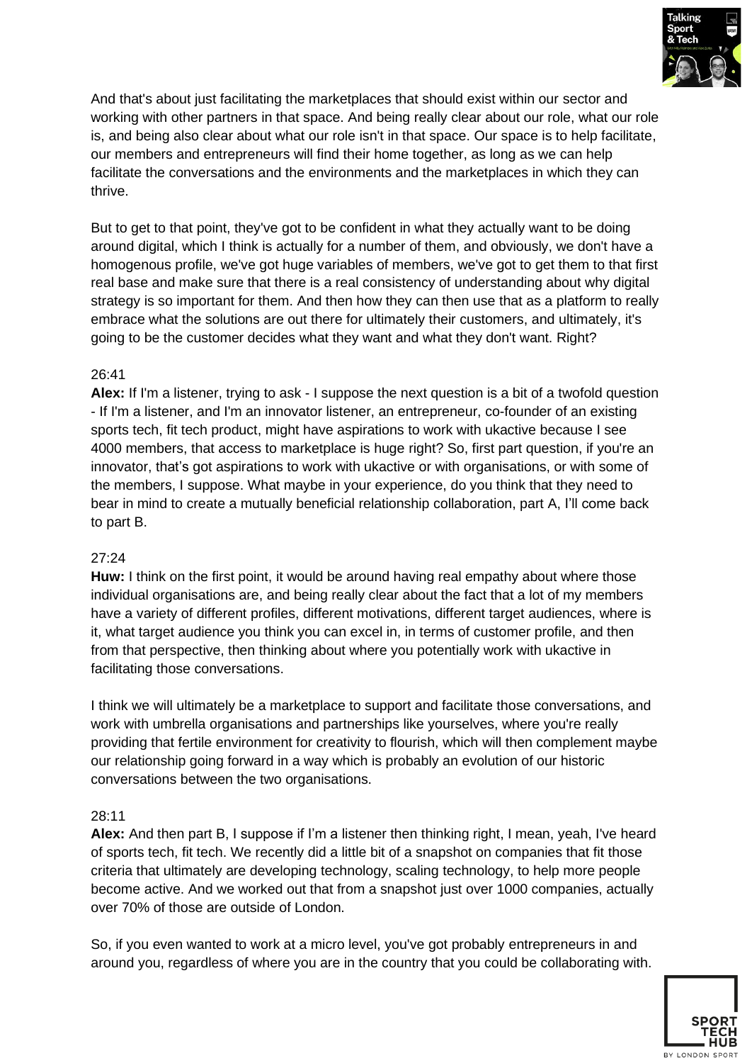And that's about just facilitating the marketplaces that should exist within our sector and working with other partners in that space. And being really clear about our role, what our role is, and being also clear about what our role isn't in that space. Our space is to help facilitate, our members and entrepreneurs will find their home together, as long as we can help facilitate the conversations and the environments and the marketplaces in which they can thrive.

But to get to that point, they've got to be confident in what they actually want to be doing around digital, which I think is actually for a number of them, and obviously, we don't have a homogenous profile, we've got huge variables of members, we've got to get them to that first real base and make sure that there is a real consistency of understanding about why digital strategy is so important for them. And then how they can then use that as a platform to really embrace what the solutions are out there for ultimately their customers, and ultimately, it's going to be the customer decides what they want and what they don't want. Right?

26:41

**Alex:** If I'm a listener, trying to ask - I suppose the next question is a bit of a twofold question - If I'm a listener, and I'm an innovator listener, an entrepreneur, co-founder of an existing sports tech, fit tech product, might have aspirations to work with ukactive because I see 4000 members, that access to marketplace is huge right? So, first part question, if you're an innovator, that's got aspirations to work with ukactive or with organisations, or with some of the members, I suppose. What maybe in your experience, do you think that they need to bear in mind to create a mutually beneficial relationship collaboration, part A, I'll come back to part B.

27:24

**Huw:** I think on the first point, it would be around having real empathy about where those individual organisations are, and being really clear about the fact that a lot of my members have a variety of different profiles, different motivations, different target audiences, where is it, what target audience you think you can excel in, in terms of customer profile, and then from that perspective, then thinking about where you potentially work with ukactive in facilitating those conversations.

I think we will ultimately be a marketplace to support and facilitate those conversations, and work with umbrella organisations and partnerships like yourselves, where you're really providing that fertile environment for creativity to flourish, which will then complement maybe our relationship going forward in a way which is probably an evolution of our historic conversations between the two organisations.

28:11

**Alex:** And then part B, I suppose if I'm a listener then thinking right, I mean, yeah, I've heard of sports tech, fit tech. We recently did a little bit of a snapshot on companies that fit those criteria that ultimately are developing technology, scaling technology, to help more people become active. And we worked out that from a snapshot just over 1000 companies, actually over 70% of those are outside of London.

So, if you even wanted to work at a micro level, you've got probably entrepreneurs in and around you, regardless of where you are in the country that you could be collaborating with.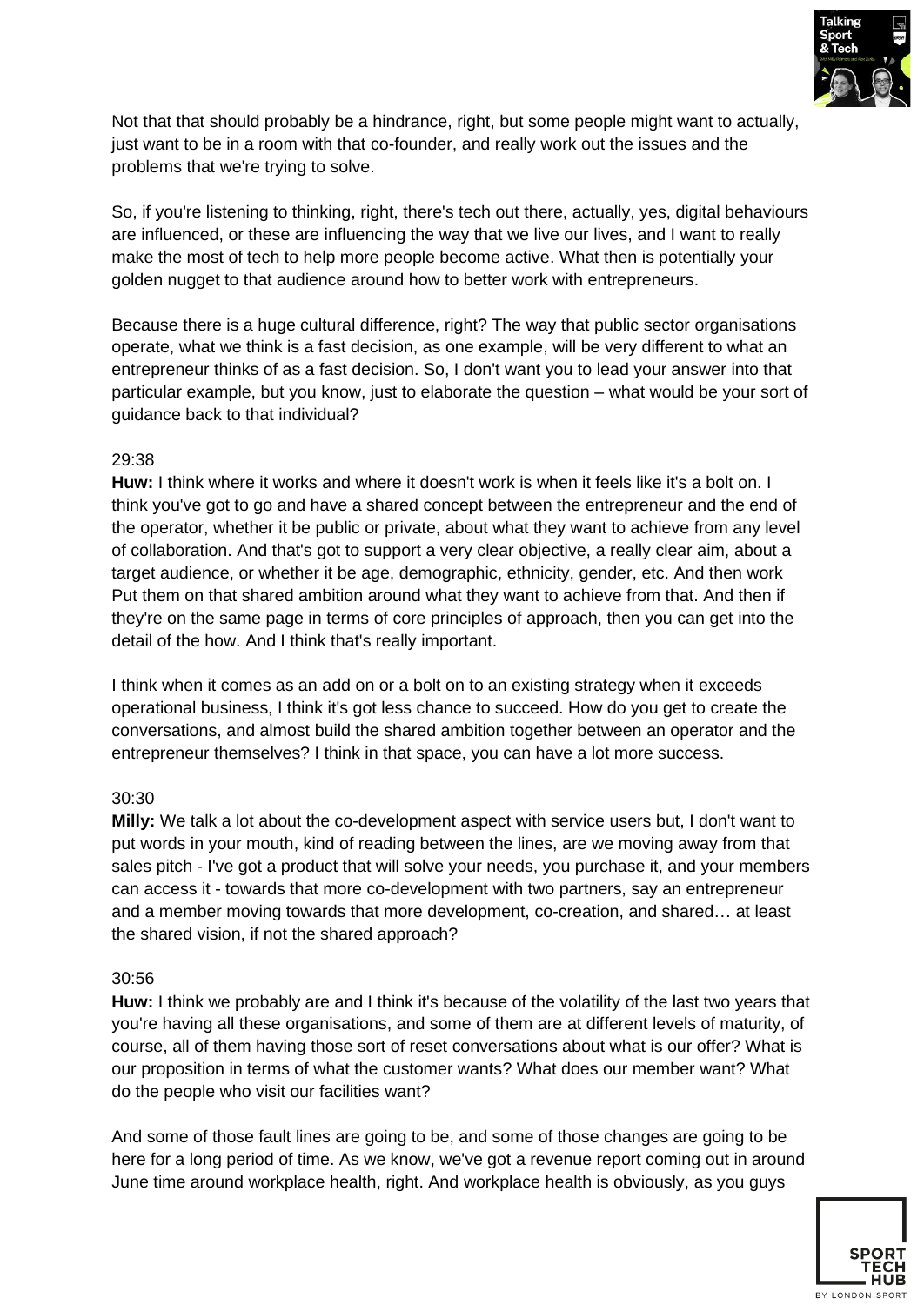Not that that should probably be a hindrance, right, but some people might want to actually, just want to be in a room with that co-founder, and really work out the issues and the problems that we're trying to solve.

So, if you're listening to thinking, right, there's tech out there, actually, yes, digital behaviours are influenced, or these are influencing the way that we live our lives, and I want to really make the most of tech to help more people become active. What then is potentially your golden nugget to that audience around how to better work with entrepreneurs.

Because there is a huge cultural difference, right? The way that public sector organisations operate, what we think is a fast decision, as one example, will be very different to what an entrepreneur thinks of as a fast decision. So, I don't want you to lead your answer into that particular example, but you know, just to elaborate the question – what would be your sort of guidance back to that individual?

29:38

**Huw:** I think where it works and where it doesn't work is when it feels like it's a bolt on. I think you've got to go and have a shared concept between the entrepreneur and the end of the operator, whether it be public or private, about what they want to achieve from any level of collaboration. And that's got to support a very clear objective, a really clear aim, about a target audience, or whether it be age, demographic, ethnicity, gender, etc. And then work Put them on that shared ambition around what they want to achieve from that. And then if they're on the same page in terms of core principles of approach, then you can get into the detail of the how. And I think that's really important.

I think when it comes as an add on or a bolt on to an existing strategy when it exceeds operational business, I think it's got less chance to succeed. How do you get to create the conversations, and almost build the shared ambition together between an operator and the entrepreneur themselves? I think in that space, you can have a lot more success.

30:30

**Milly:** We talk a lot about the co-development aspect with service users but, I don't want to put words in your mouth, kind of reading between the lines, are we moving away from that sales pitch - I've got a product that will solve your needs, you purchase it, and your members can access it - towards that more co-development with two partners, say an entrepreneur and a member moving towards that more development, co-creation, and shared… at least the shared vision, if not the shared approach?

30:56

**Huw:** I think we probably are and I think it's because of the volatility of the last two years that you're having all these organisations, and some of them are at different levels of maturity, of course, all of them having those sort of reset conversations about what is our offer? What is our proposition in terms of what the customer wants? What does our member want? What do the people who visit our facilities want?

And some of those fault lines are going to be, and some of those changes are going to be here for a long period of time. As we know, we've got a revenue report coming out in around June time around workplace health, right. And workplace health is obviously, as you guys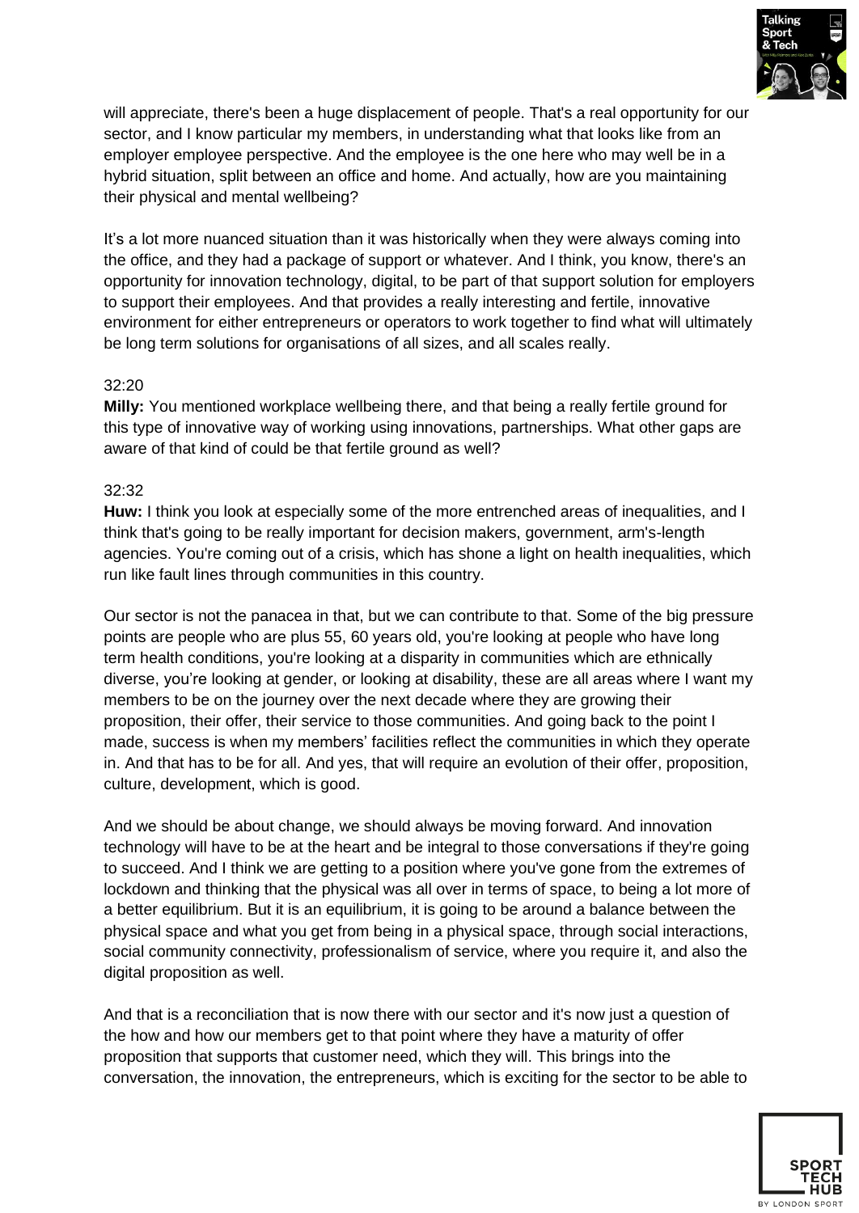will appreciate, there's been a huge displacement of people. That's a real opportunity for our sector, and I know particular my members, in understanding what that looks like from an employer employee perspective. And the employee is the one here who may well be in a hybrid situation, split between an office and home. And actually, how are you maintaining their physical and mental wellbeing?

It's a lot more nuanced situation than it was historically when they were always coming into the office, and they had a package of support or whatever. And I think, you know, there's an opportunity for innovation technology, digital, to be part of that support solution for employers to support their employees. And that provides a really interesting and fertile, innovative environment for either entrepreneurs or operators to work together to find what will ultimately be long term solutions for organisations of all sizes, and all scales really.

32:20
**Milly:** You mentioned workplace wellbeing there, and that being a really fertile ground for this type of innovative way of working using innovations, partnerships. What other gaps are aware of that kind of could be that fertile ground as well?

32:32
**Huw:** I think you look at especially some of the more entrenched areas of inequalities, and I think that's going to be really important for decision makers, government, arm's-length agencies. You're coming out of a crisis, which has shone a light on health inequalities, which run like fault lines through communities in this country.

Our sector is not the panacea in that, but we can contribute to that. Some of the big pressure points are people who are plus 55, 60 years old, you're looking at people who have long term health conditions, you're looking at a disparity in communities which are ethnically diverse, you're looking at gender, or looking at disability, these are all areas where I want my members to be on the journey over the next decade where they are growing their proposition, their offer, their service to those communities. And going back to the point I made, success is when my members' facilities reflect the communities in which they operate in. And that has to be for all. And yes, that will require an evolution of their offer, proposition, culture, development, which is good.

And we should be about change, we should always be moving forward. And innovation technology will have to be at the heart and be integral to those conversations if they're going to succeed. And I think we are getting to a position where you've gone from the extremes of lockdown and thinking that the physical was all over in terms of space, to being a lot more of a better equilibrium. But it is an equilibrium, it is going to be around a balance between the physical space and what you get from being in a physical space, through social interactions, social community connectivity, professionalism of service, where you require it, and also the digital proposition as well.

And that is a reconciliation that is now there with our sector and it's now just a question of the how and how our members get to that point where they have a maturity of offer proposition that supports that customer need, which they will. This brings into the conversation, the innovation, the entrepreneurs, which is exciting for the sector to be able to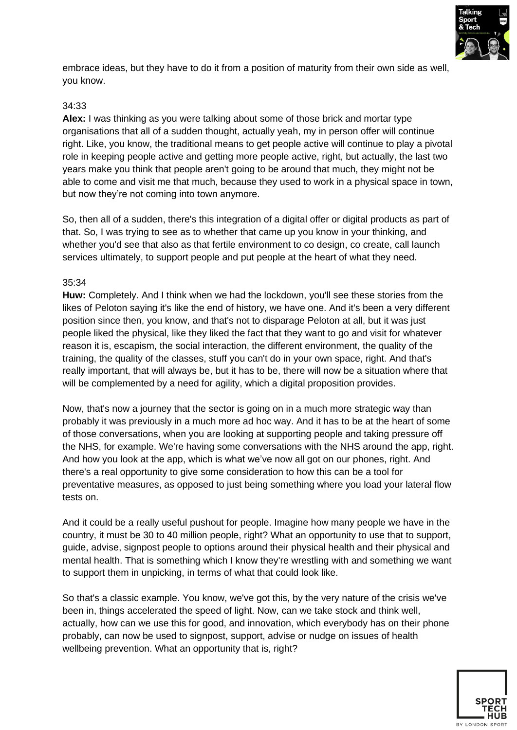embrace ideas, but they have to do it from a position of maturity from their own side as well, you know.

34:33

**Alex:** I was thinking as you were talking about some of those brick and mortar type organisations that all of a sudden thought, actually yeah, my in person offer will continue right. Like, you know, the traditional means to get people active will continue to play a pivotal role in keeping people active and getting more people active, right, but actually, the last two years make you think that people aren't going to be around that much, they might not be able to come and visit me that much, because they used to work in a physical space in town, but now they're not coming into town anymore.

So, then all of a sudden, there's this integration of a digital offer or digital products as part of that. So, I was trying to see as to whether that came up you know in your thinking, and whether you'd see that also as that fertile environment to co design, co create, call launch services ultimately, to support people and put people at the heart of what they need.

35:34

**Huw:** Completely. And I think when we had the lockdown, you'll see these stories from the likes of Peloton saying it's like the end of history, we have one. And it's been a very different position since then, you know, and that's not to disparage Peloton at all, but it was just people liked the physical, like they liked the fact that they want to go and visit for whatever reason it is, escapism, the social interaction, the different environment, the quality of the training, the quality of the classes, stuff you can't do in your own space, right. And that's really important, that will always be, but it has to be, there will now be a situation where that will be complemented by a need for agility, which a digital proposition provides.

Now, that's now a journey that the sector is going on in a much more strategic way than probably it was previously in a much more ad hoc way. And it has to be at the heart of some of those conversations, when you are looking at supporting people and taking pressure off the NHS, for example. We're having some conversations with the NHS around the app, right. And how you look at the app, which is what we've now all got on our phones, right. And there's a real opportunity to give some consideration to how this can be a tool for preventative measures, as opposed to just being something where you load your lateral flow tests on.

And it could be a really useful pushout for people. Imagine how many people we have in the country, it must be 30 to 40 million people, right? What an opportunity to use that to support, guide, advise, signpost people to options around their physical health and their physical and mental health. That is something which I know they're wrestling with and something we want to support them in unpicking, in terms of what that could look like.

So that's a classic example. You know, we've got this, by the very nature of the crisis we've been in, things accelerated the speed of light. Now, can we take stock and think well, actually, how can we use this for good, and innovation, which everybody has on their phone probably, can now be used to signpost, support, advise or nudge on issues of health wellbeing prevention. What an opportunity that is, right?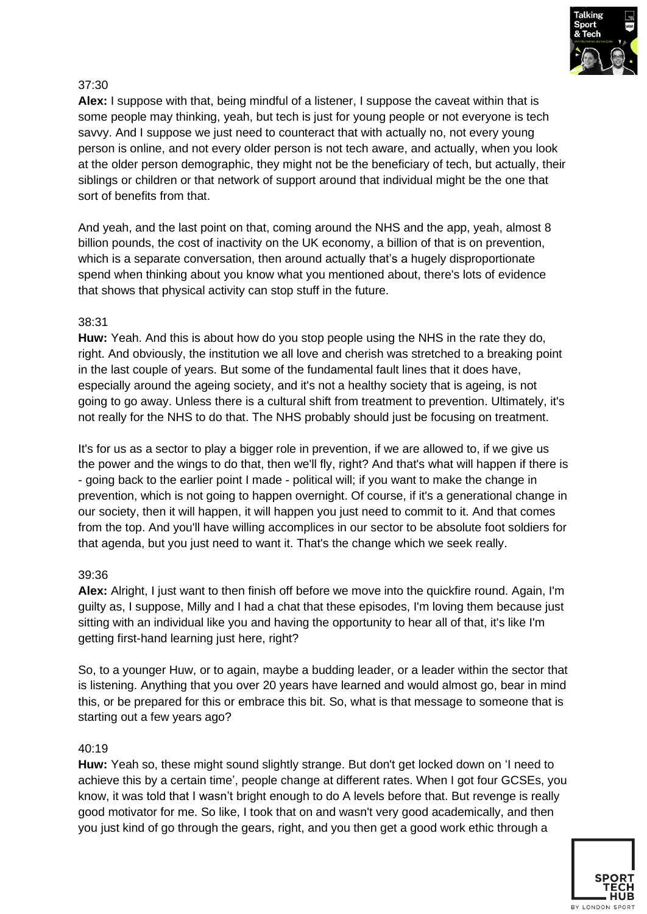37:30

**Alex:** I suppose with that, being mindful of a listener, I suppose the caveat within that is some people may thinking, yeah, but tech is just for young people or not everyone is tech savvy. And I suppose we just need to counteract that with actually no, not every young person is online, and not every older person is not tech aware, and actually, when you look at the older person demographic, they might not be the beneficiary of tech, but actually, their siblings or children or that network of support around that individual might be the one that sort of benefits from that.

And yeah, and the last point on that, coming around the NHS and the app, yeah, almost 8 billion pounds, the cost of inactivity on the UK economy, a billion of that is on prevention, which is a separate conversation, then around actually that's a hugely disproportionate spend when thinking about you know what you mentioned about, there's lots of evidence that shows that physical activity can stop stuff in the future.

38:31

**Huw:** Yeah. And this is about how do you stop people using the NHS in the rate they do, right. And obviously, the institution we all love and cherish was stretched to a breaking point in the last couple of years. But some of the fundamental fault lines that it does have, especially around the ageing society, and it's not a healthy society that is ageing, is not going to go away. Unless there is a cultural shift from treatment to prevention. Ultimately, it's not really for the NHS to do that. The NHS probably should just be focusing on treatment.

It's for us as a sector to play a bigger role in prevention, if we are allowed to, if we give us the power and the wings to do that, then we'll fly, right? And that's what will happen if there is - going back to the earlier point I made - political will; if you want to make the change in prevention, which is not going to happen overnight. Of course, if it's a generational change in our society, then it will happen, it will happen you just need to commit to it. And that comes from the top. And you'll have willing accomplices in our sector to be absolute foot soldiers for that agenda, but you just need to want it. That's the change which we seek really.

39:36

**Alex:** Alright, I just want to then finish off before we move into the quickfire round. Again, I'm guilty as, I suppose, Milly and I had a chat that these episodes, I'm loving them because just sitting with an individual like you and having the opportunity to hear all of that, it's like I'm getting first-hand learning just here, right?

So, to a younger Huw, or to again, maybe a budding leader, or a leader within the sector that is listening. Anything that you over 20 years have learned and would almost go, bear in mind this, or be prepared for this or embrace this bit. So, what is that message to someone that is starting out a few years ago?

40:19

**Huw:** Yeah so, these might sound slightly strange. But don't get locked down on 'I need to achieve this by a certain time', people change at different rates. When I got four GCSEs, you know, it was told that I wasn't bright enough to do A levels before that. But revenge is really good motivator for me. So like, I took that on and wasn't very good academically, and then you just kind of go through the gears, right, and you then get a good work ethic through a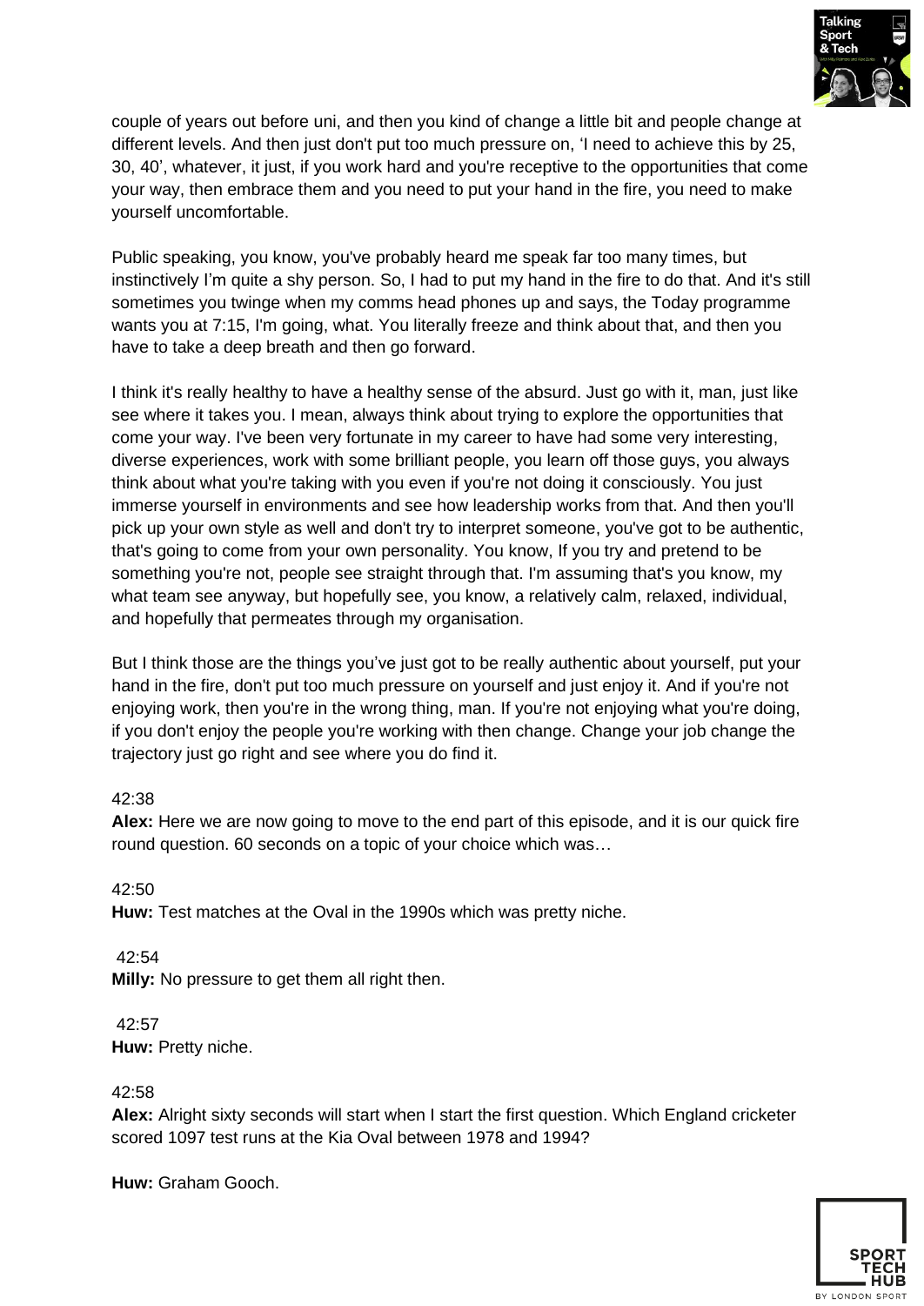couple of years out before uni, and then you kind of change a little bit and people change at different levels. And then just don't put too much pressure on, 'I need to achieve this by 25, 30, 40', whatever, it just, if you work hard and you're receptive to the opportunities that come your way, then embrace them and you need to put your hand in the fire, you need to make yourself uncomfortable.

Public speaking, you know, you've probably heard me speak far too many times, but instinctively I'm quite a shy person. So, I had to put my hand in the fire to do that. And it's still sometimes you twinge when my comms head phones up and says, the Today programme wants you at 7:15, I'm going, what. You literally freeze and think about that, and then you have to take a deep breath and then go forward.

I think it's really healthy to have a healthy sense of the absurd. Just go with it, man, just like see where it takes you. I mean, always think about trying to explore the opportunities that come your way. I've been very fortunate in my career to have had some very interesting, diverse experiences, work with some brilliant people, you learn off those guys, you always think about what you're taking with you even if you're not doing it consciously. You just immerse yourself in environments and see how leadership works from that. And then you'll pick up your own style as well and don't try to interpret someone, you've got to be authentic, that's going to come from your own personality. You know, If you try and pretend to be something you're not, people see straight through that. I'm assuming that's you know, my what team see anyway, but hopefully see, you know, a relatively calm, relaxed, individual, and hopefully that permeates through my organisation.

But I think those are the things you've just got to be really authentic about yourself, put your hand in the fire, don't put too much pressure on yourself and just enjoy it. And if you're not enjoying work, then you're in the wrong thing, man. If you're not enjoying what you're doing, if you don't enjoy the people you're working with then change. Change your job change the trajectory just go right and see where you do find it.

42:38
**Alex:** Here we are now going to move to the end part of this episode, and it is our quick fire round question. 60 seconds on a topic of your choice which was…

42:50
**Huw:** Test matches at the Oval in the 1990s which was pretty niche.

42:54
**Milly:** No pressure to get them all right then.

42:57
**Huw:** Pretty niche.

42:58
**Alex:** Alright sixty seconds will start when I start the first question. Which England cricketer scored 1097 test runs at the Kia Oval between 1978 and 1994?

**Huw:** Graham Gooch.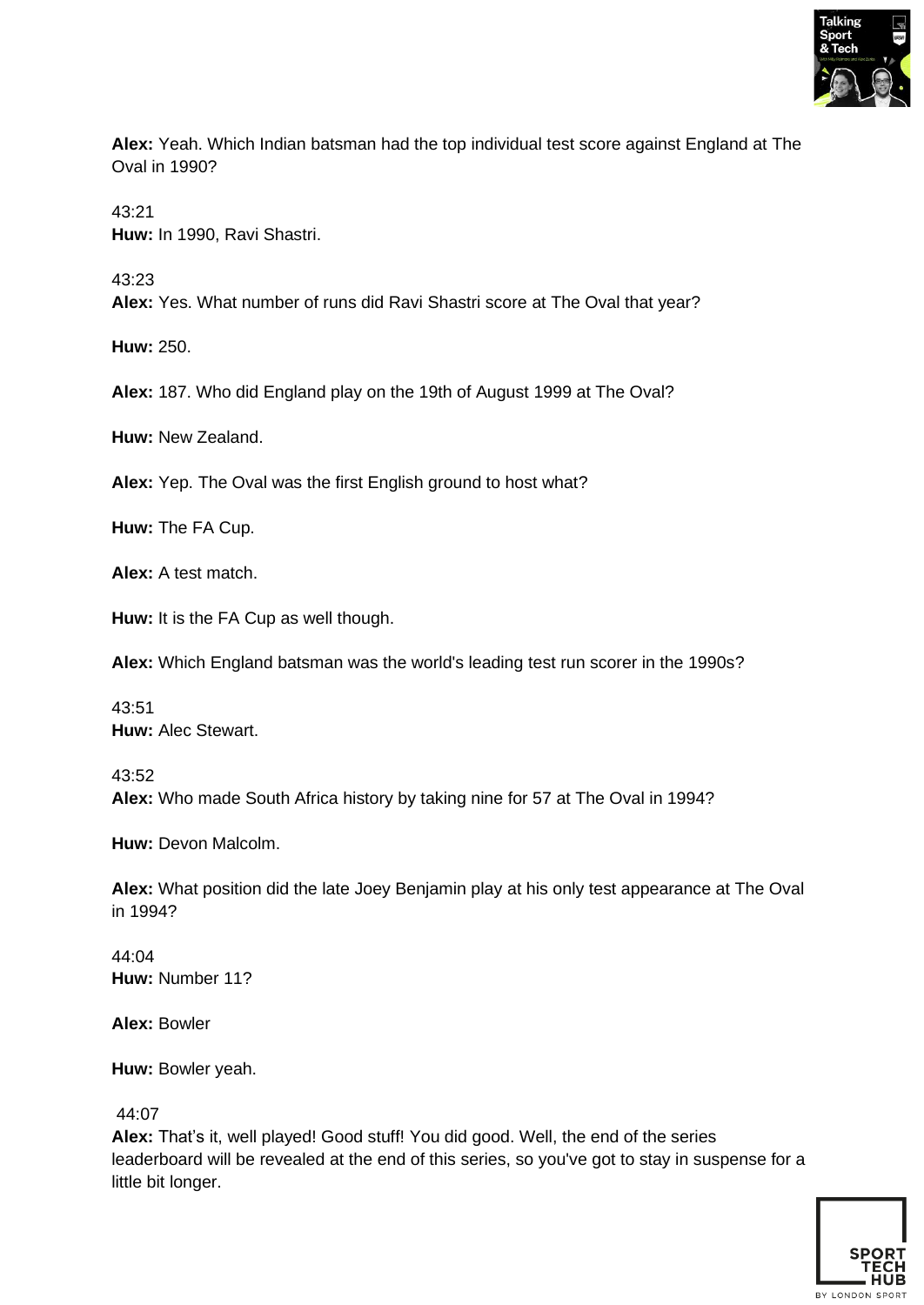**Alex:** Yeah. Which Indian batsman had the top individual test score against England at The Oval in 1990?

43:21
**Huw:** In 1990, Ravi Shastri.

43:23
**Alex:** Yes. What number of runs did Ravi Shastri score at The Oval that year?

**Huw:** 250.

**Alex:** 187. Who did England play on the 19th of August 1999 at The Oval?

**Huw:** New Zealand.

**Alex:** Yep. The Oval was the first English ground to host what?

**Huw:** The FA Cup.

**Alex:** A test match.

**Huw:** It is the FA Cup as well though.

**Alex:** Which England batsman was the world's leading test run scorer in the 1990s?

43:51
**Huw:** Alec Stewart.

43:52
**Alex:** Who made South Africa history by taking nine for 57 at The Oval in 1994?

**Huw:** Devon Malcolm.

**Alex:** What position did the late Joey Benjamin play at his only test appearance at The Oval in 1994?

44:04
**Huw:** Number 11?

**Alex:** Bowler

**Huw:** Bowler yeah.

44:07
**Alex:** That's it, well played! Good stuff! You did good. Well, the end of the series leaderboard will be revealed at the end of this series, so you've got to stay in suspense for a little bit longer.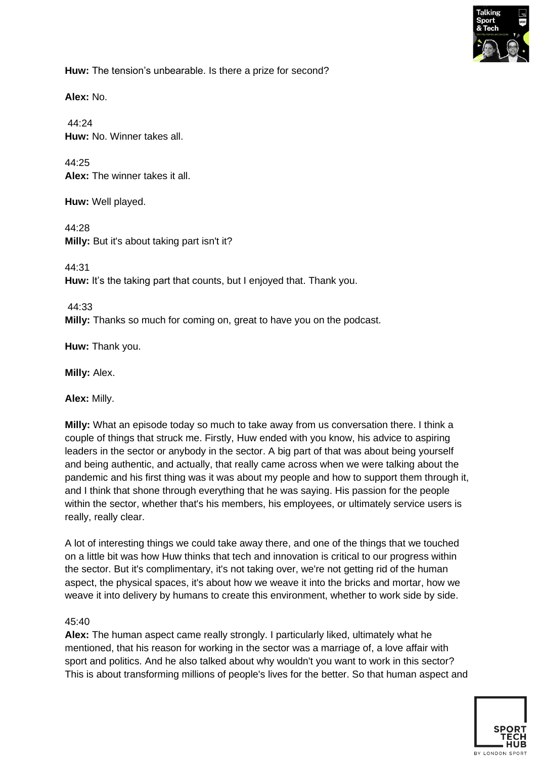**Huw:** The tension's unbearable. Is there a prize for second?

**Alex:** No.

44:24
**Huw:** No. Winner takes all.

44:25
**Alex:** The winner takes it all.

**Huw:** Well played.

44:28
**Milly:** But it's about taking part isn't it?

44:31
**Huw:** It's the taking part that counts, but I enjoyed that. Thank you.

44:33
**Milly:** Thanks so much for coming on, great to have you on the podcast.

**Huw:** Thank you.

**Milly:** Alex.

**Alex:** Milly.

**Milly:** What an episode today so much to take away from us conversation there. I think a couple of things that struck me. Firstly, Huw ended with you know, his advice to aspiring leaders in the sector or anybody in the sector. A big part of that was about being yourself and being authentic, and actually, that really came across when we were talking about the pandemic and his first thing was it was about my people and how to support them through it, and I think that shone through everything that he was saying. His passion for the people within the sector, whether that's his members, his employees, or ultimately service users is really, really clear.

A lot of interesting things we could take away there, and one of the things that we touched on a little bit was how Huw thinks that tech and innovation is critical to our progress within the sector. But it's complimentary, it's not taking over, we're not getting rid of the human aspect, the physical spaces, it's about how we weave it into the bricks and mortar, how we weave it into delivery by humans to create this environment, whether to work side by side.

45:40
**Alex:** The human aspect came really strongly. I particularly liked, ultimately what he mentioned, that his reason for working in the sector was a marriage of, a love affair with sport and politics. And he also talked about why wouldn't you want to work in this sector? This is about transforming millions of people's lives for the better. So that human aspect and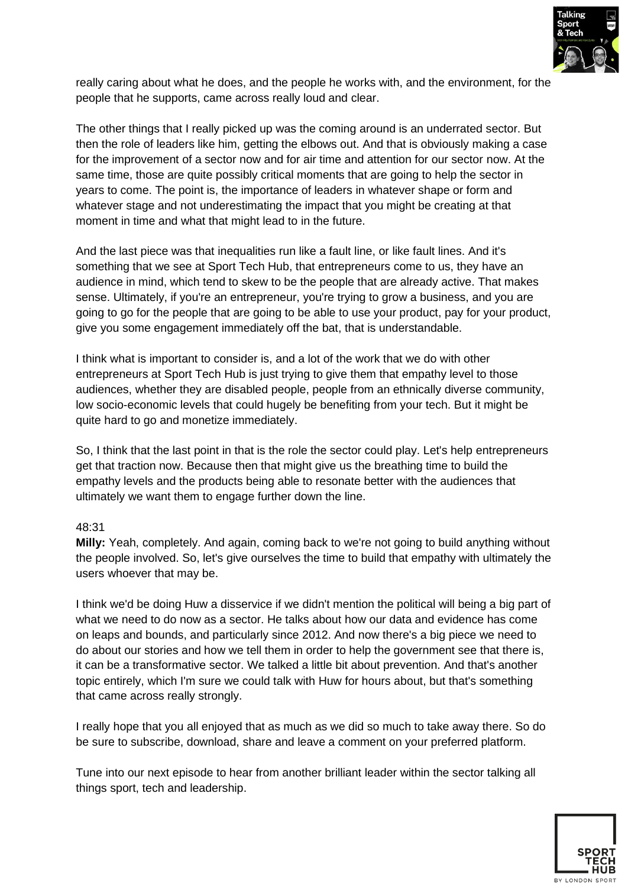really caring about what he does, and the people he works with, and the environment, for the people that he supports, came across really loud and clear.

The other things that I really picked up was the coming around is an underrated sector. But then the role of leaders like him, getting the elbows out. And that is obviously making a case for the improvement of a sector now and for air time and attention for our sector now. At the same time, those are quite possibly critical moments that are going to help the sector in years to come. The point is, the importance of leaders in whatever shape or form and whatever stage and not underestimating the impact that you might be creating at that moment in time and what that might lead to in the future.

And the last piece was that inequalities run like a fault line, or like fault lines. And it's something that we see at Sport Tech Hub, that entrepreneurs come to us, they have an audience in mind, which tend to skew to be the people that are already active. That makes sense. Ultimately, if you're an entrepreneur, you're trying to grow a business, and you are going to go for the people that are going to be able to use your product, pay for your product, give you some engagement immediately off the bat, that is understandable.

I think what is important to consider is, and a lot of the work that we do with other entrepreneurs at Sport Tech Hub is just trying to give them that empathy level to those audiences, whether they are disabled people, people from an ethnically diverse community, low socio-economic levels that could hugely be benefiting from your tech. But it might be quite hard to go and monetize immediately.

So, I think that the last point in that is the role the sector could play. Let's help entrepreneurs get that traction now. Because then that might give us the breathing time to build the empathy levels and the products being able to resonate better with the audiences that ultimately we want them to engage further down the line.

48:31

**Milly:** Yeah, completely. And again, coming back to we're not going to build anything without the people involved. So, let's give ourselves the time to build that empathy with ultimately the users whoever that may be.

I think we'd be doing Huw a disservice if we didn't mention the political will being a big part of what we need to do now as a sector. He talks about how our data and evidence has come on leaps and bounds, and particularly since 2012. And now there's a big piece we need to do about our stories and how we tell them in order to help the government see that there is, it can be a transformative sector. We talked a little bit about prevention. And that's another topic entirely, which I'm sure we could talk with Huw for hours about, but that's something that came across really strongly.

I really hope that you all enjoyed that as much as we did so much to take away there. So do be sure to subscribe, download, share and leave a comment on your preferred platform.

Tune into our next episode to hear from another brilliant leader within the sector talking all things sport, tech and leadership.